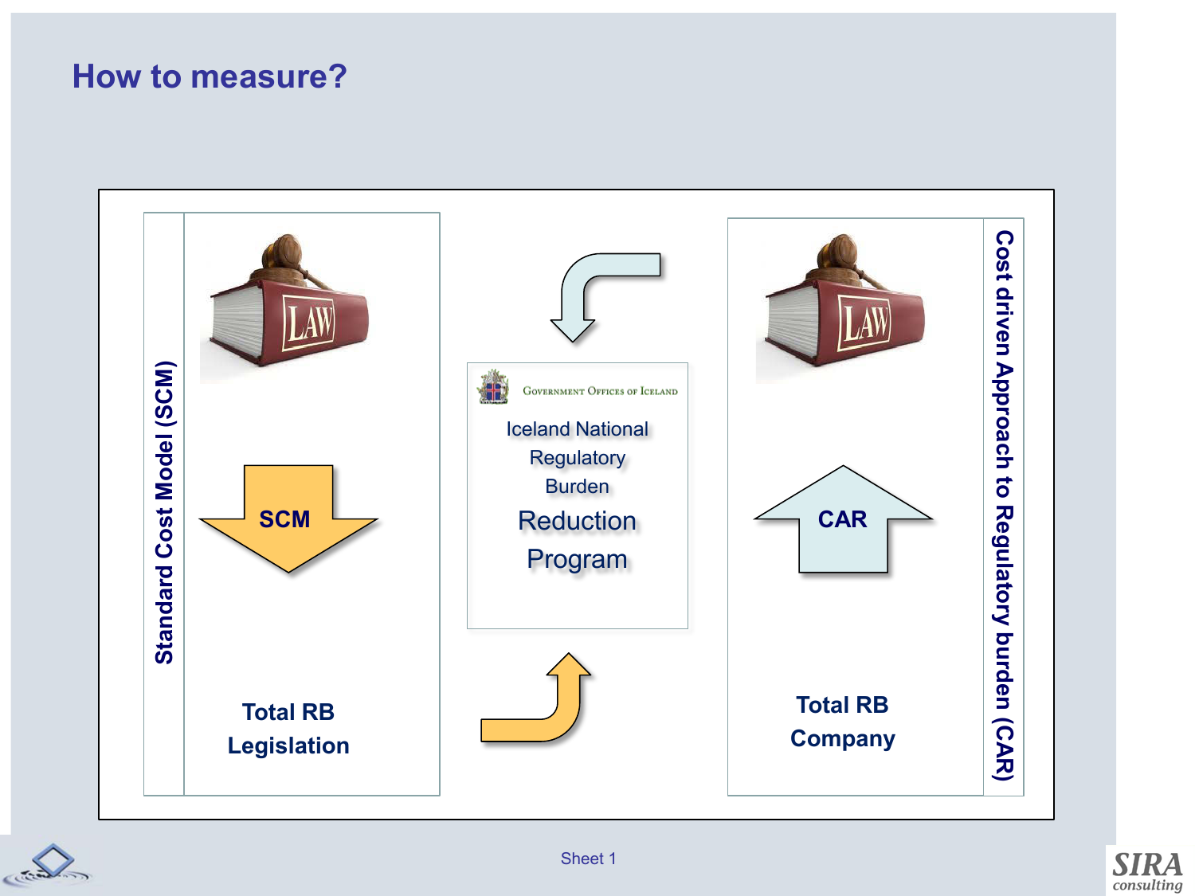# How to measure?

Standard Cost Model (SCM)

SCM

**Total RB Legislation**

Government Offices of Iceland

Iceland National Regulatory Burden Reduction Program

CAR

**Total RB Company**

Cost driven Approach to Regulatory burden (CAR)

Sheet 1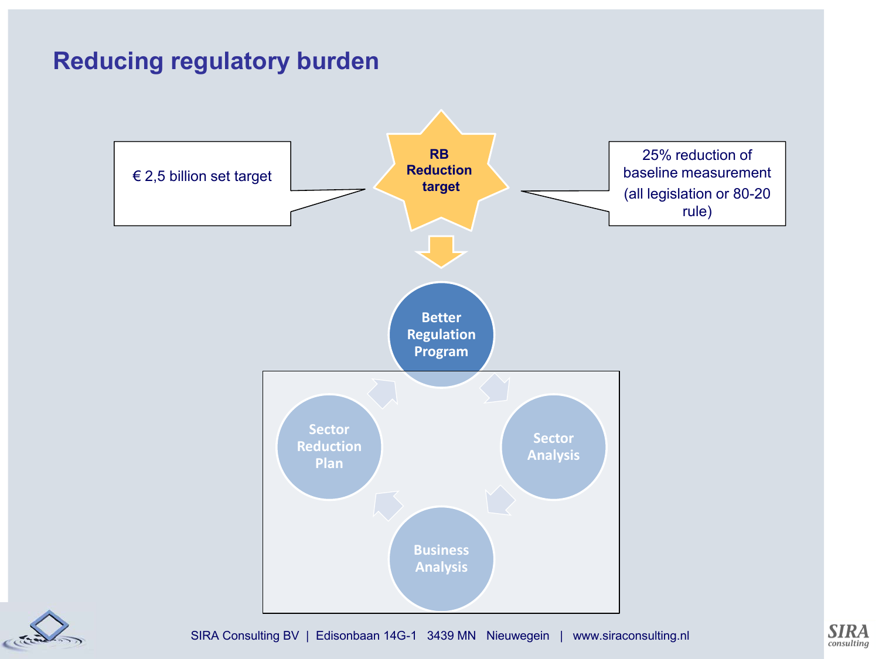# Reducing regulatory burden

€ 2,5 billion set target

**RB Reduction target**

25% reduction of baseline measurement (all legislation or 80-20 rule)

**Better Regulation Program**

**Sector Analysis**

**Business Analysis**

**Sector Reduction Plan**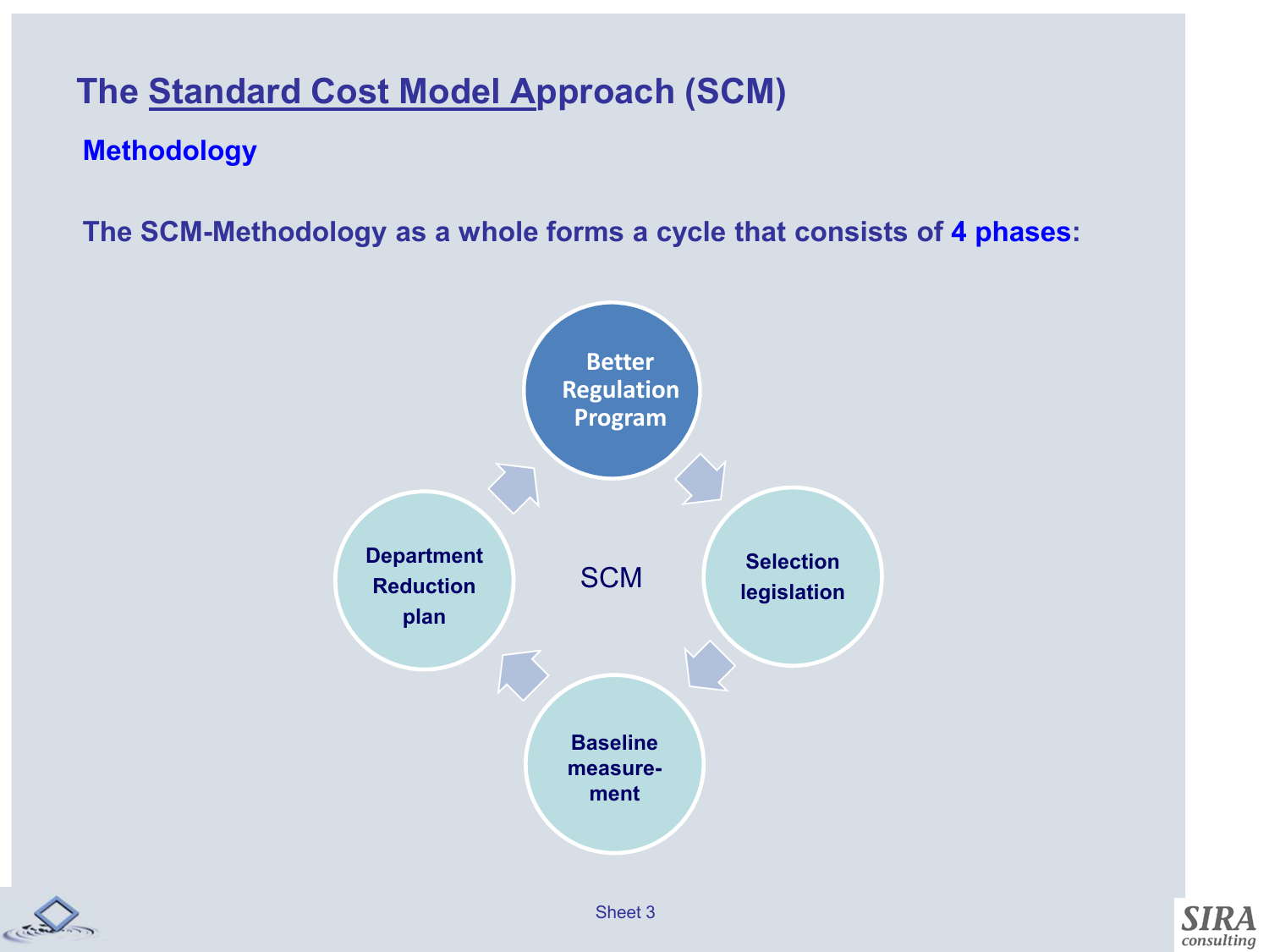# The Standard Cost Model Approach (SCM)

## Methodology

**The SCM-Methodology as a whole forms a cycle that consists of 4 phases:**

SCM

- Better Regulation Program
- Selection legislation
- Baseline measure-ment
- Department Reduction plan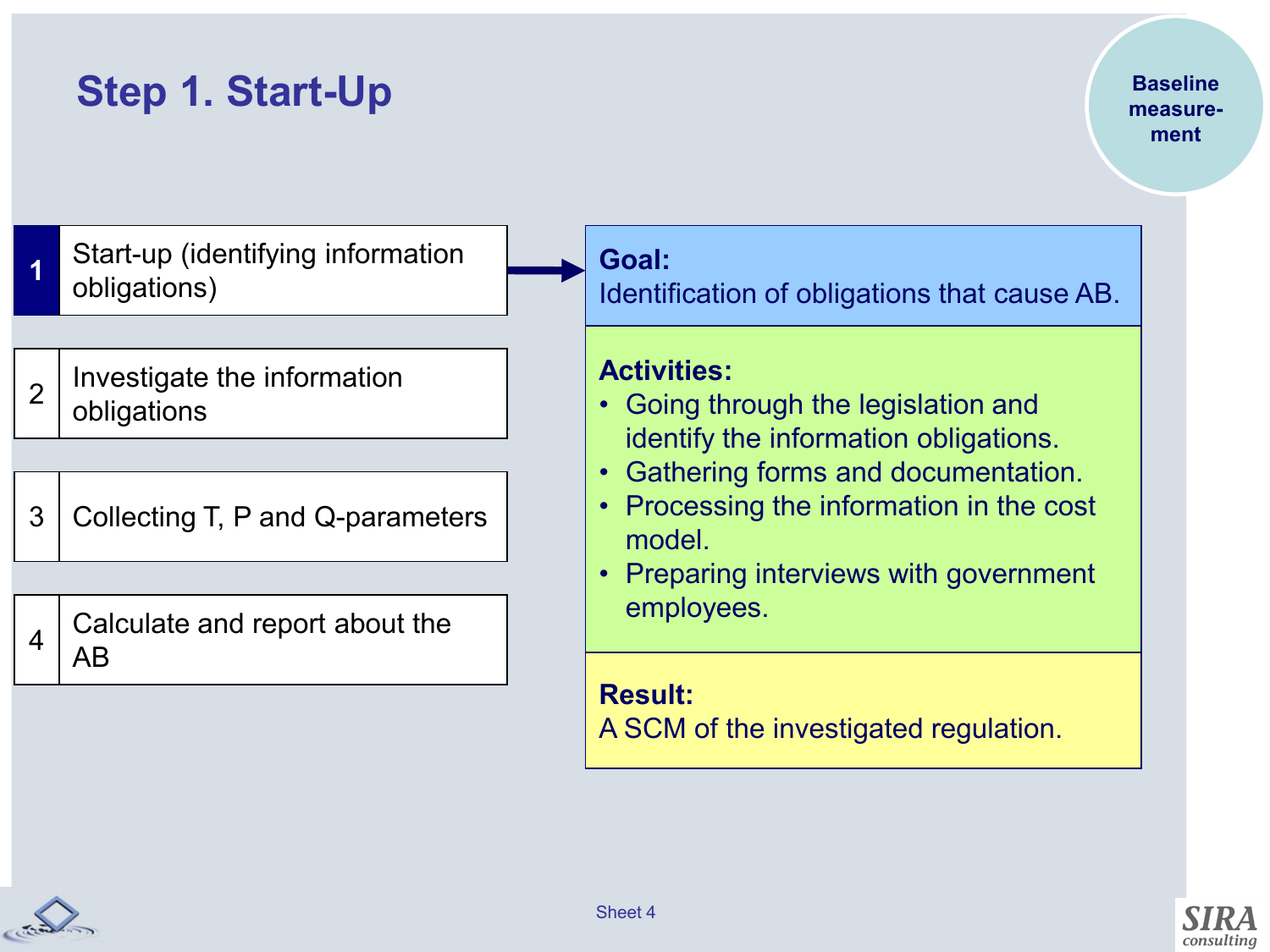# Step 1. Start-Up

Baseline measure-ment

1. **Start-up (identifying information obligations)**
2. Investigate the information obligations
3. Collecting T, P and Q-parameters
4. Calculate and report about the AB

**Goal:**
Identification of obligations that cause AB.

**Activities:**

- Going through the legislation and identify the information obligations.
- Gathering forms and documentation.
- Processing the information in the cost model.
- Preparing interviews with government employees.

**Result:**
A SCM of the investigated regulation.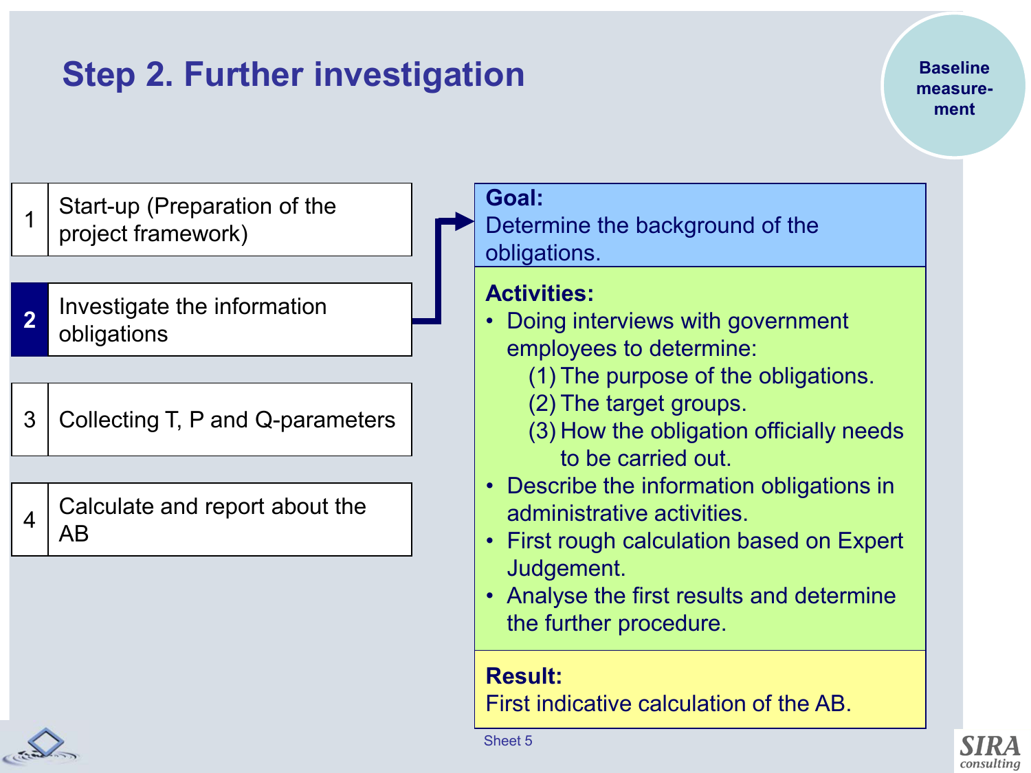# Step 2. Further investigation

Baseline measurement

| | |
|---|---|
| 1 | Start-up (Preparation of the project framework) |
| **2** | Investigate the information obligations |
| 3 | Collecting T, P and Q-parameters |
| 4 | Calculate and report about the AB |

**Goal:**
Determine the background of the obligations.

**Activities:**

- Doing interviews with government employees to determine:
  - (1) The purpose of the obligations.
  - (2) The target groups.
  - (3) How the obligation officially needs to be carried out.
- Describe the information obligations in administrative activities.
- First rough calculation based on Expert Judgement.
- Analyse the first results and determine the further procedure.

**Result:**
First indicative calculation of the AB.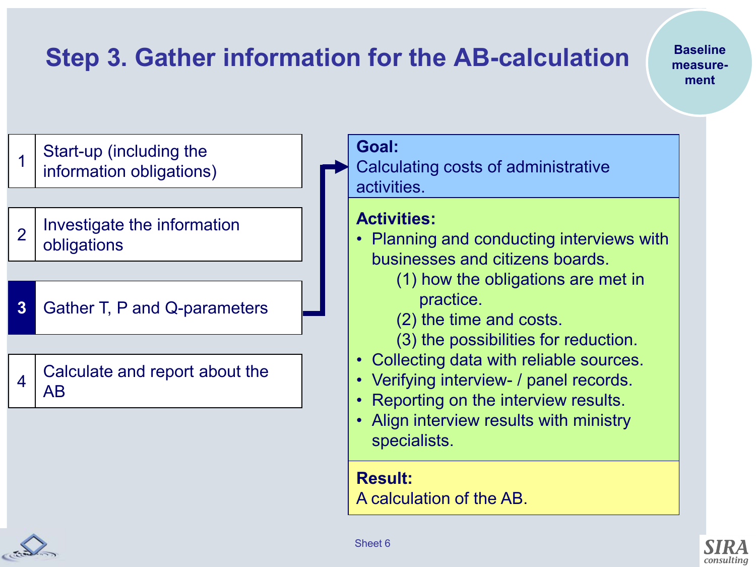# Step 3. Gather information for the AB-calculation

Baseline measure-ment

| | |
|---|---|
| 1 | Start-up (including the information obligations) |
| 2 | Investigate the information obligations |
| **3** | Gather T, P and Q-parameters |
| 4 | Calculate and report about the AB |

**Goal:**
Calculating costs of administrative activities.

**Activities:**

- Planning and conducting interviews with businesses and citizens boards.
  - (1) how the obligations are met in practice.
  - (2) the time and costs.
  - (3) the possibilities for reduction.
- Collecting data with reliable sources.
- Verifying interview- / panel records.
- Reporting on the interview results.
- Align interview results with ministry specialists.

**Result:**
A calculation of the AB.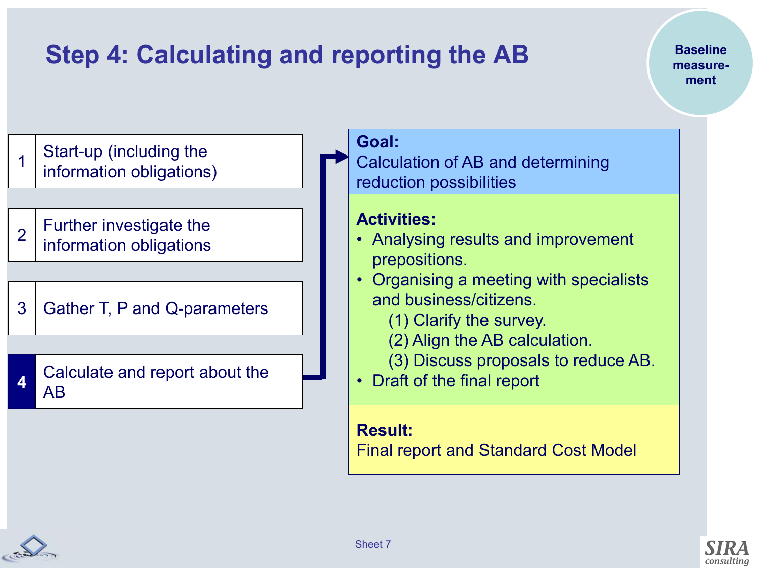# Step 4: Calculating and reporting the AB

Baseline measurement

1. Start-up (including the information obligations)
2. Further investigate the information obligations
3. Gather T, P and Q-parameters
4. **Calculate and report about the AB**

**Goal:**
Calculation of AB and determining reduction possibilities

**Activities:**

- Analysing results and improvement prepositions.
- Organising a meeting with specialists and business/citizens.
  - (1) Clarify the survey.
  - (2) Align the AB calculation.
  - (3) Discuss proposals to reduce AB.
- Draft of the final report

**Result:**
Final report and Standard Cost Model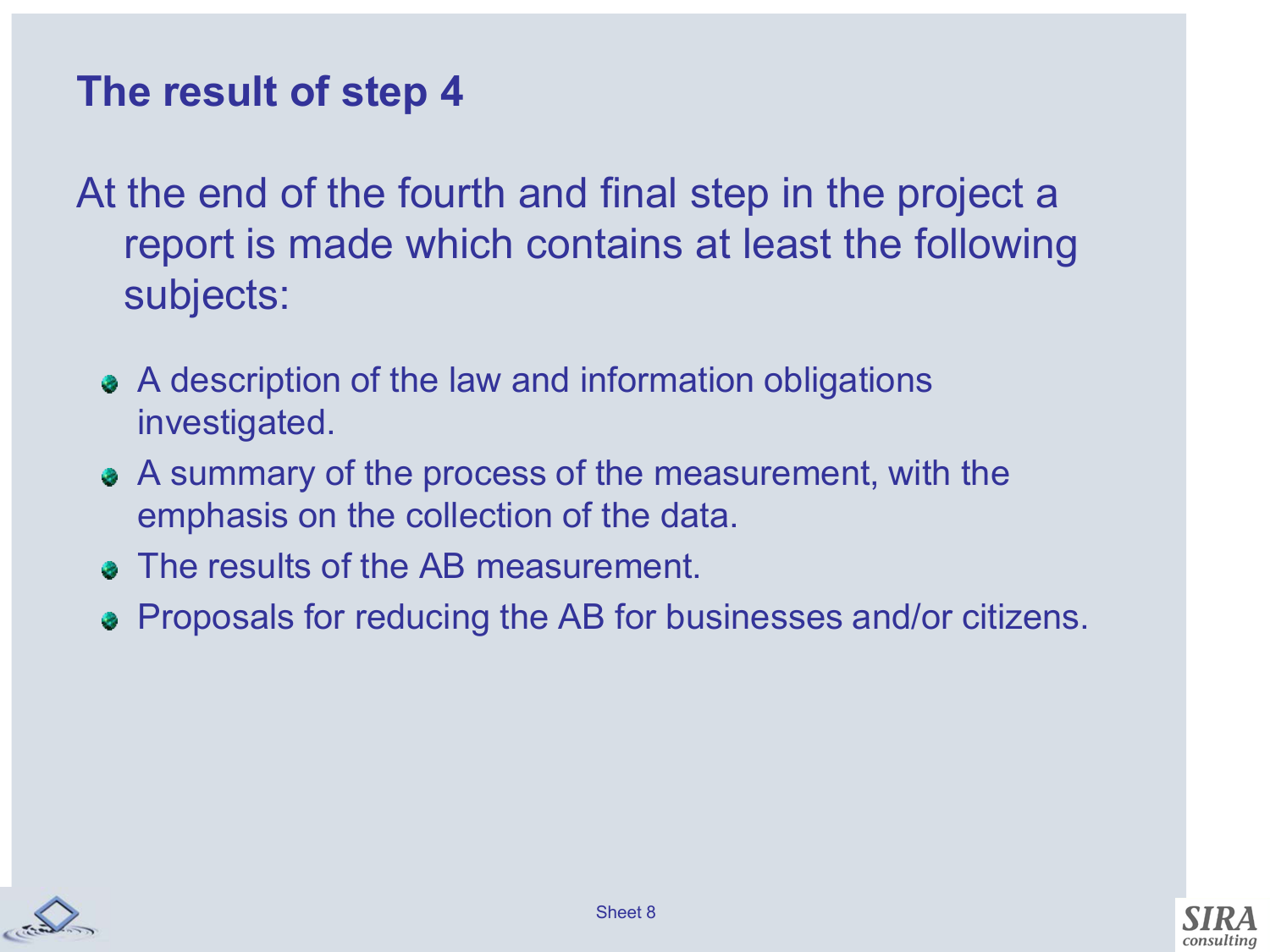# The result of step 4

At the end of the fourth and final step in the project a report is made which contains at least the following subjects:

- A description of the law and information obligations investigated.
- A summary of the process of the measurement, with the emphasis on the collection of the data.
- The results of the AB measurement.
- Proposals for reducing the AB for businesses and/or citizens.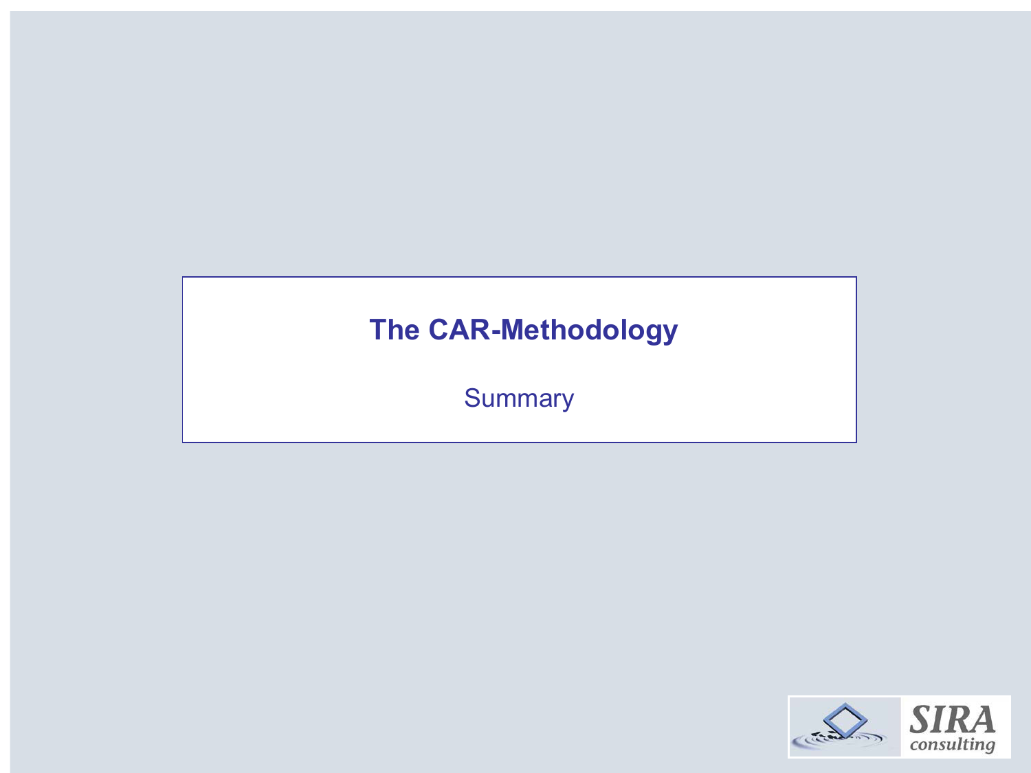# The CAR-Methodology

Summary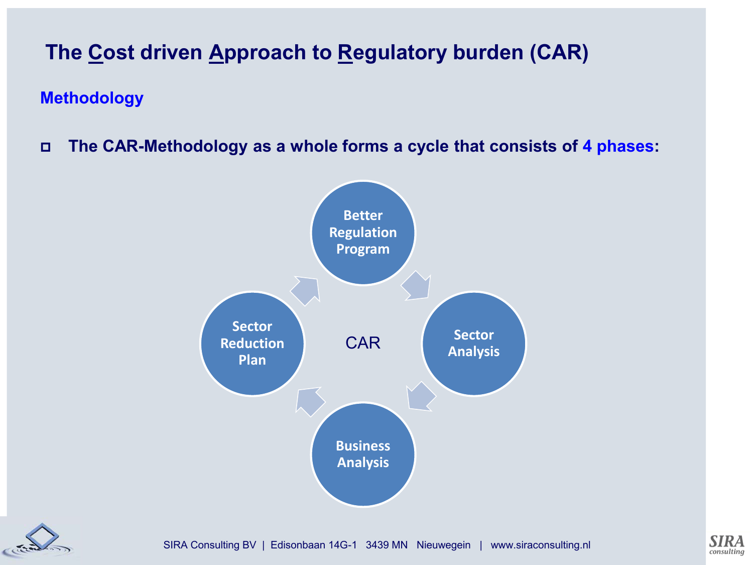# The Cost driven Approach to Regulatory burden (CAR)

## Methodology

- **The CAR-Methodology as a whole forms a cycle that consists of 4 phases:**

CAR

- Better Regulation Program
- Sector Analysis
- Business Analysis
- Sector Reduction Plan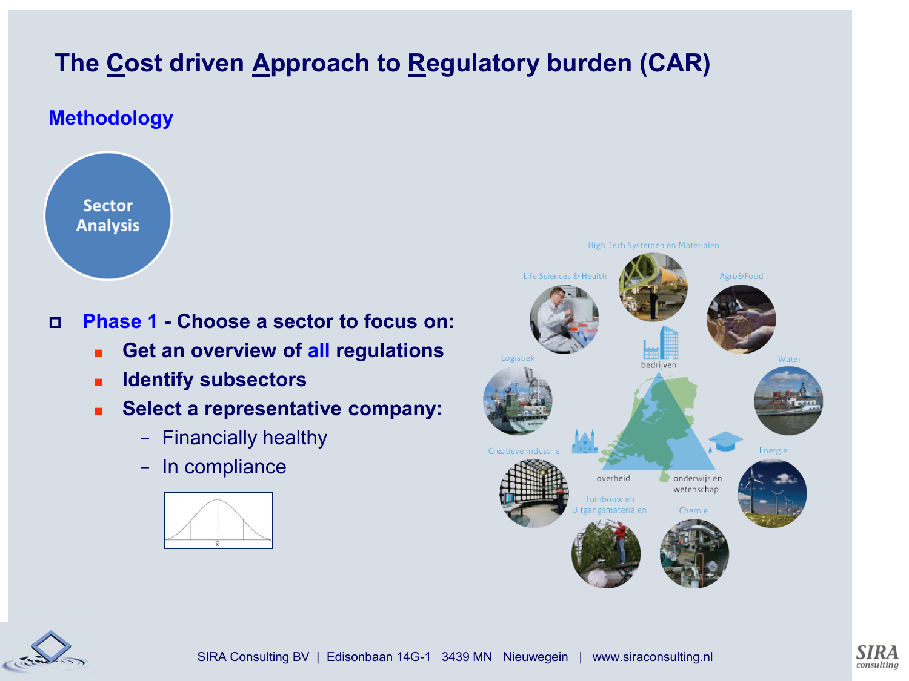# The Cost driven Approach to Regulatory burden (CAR)

## Methodology

Sector Analysis

- **Phase 1 - Choose a sector to focus on:**
  - **Get an overview of all regulations**
  - **Identify subsectors**
  - **Select a representative company:**
    - Financially healthy
    - In compliance

High Tech Systemen en Materialen

Life Sciences & Health

Agro&Food

bedrijven

Logistiek

Water

Creatieve Industrie

Energie

overheid

onderwijs en wetenschap

Tuinbouw en Uitgangsmaterialen

Chemie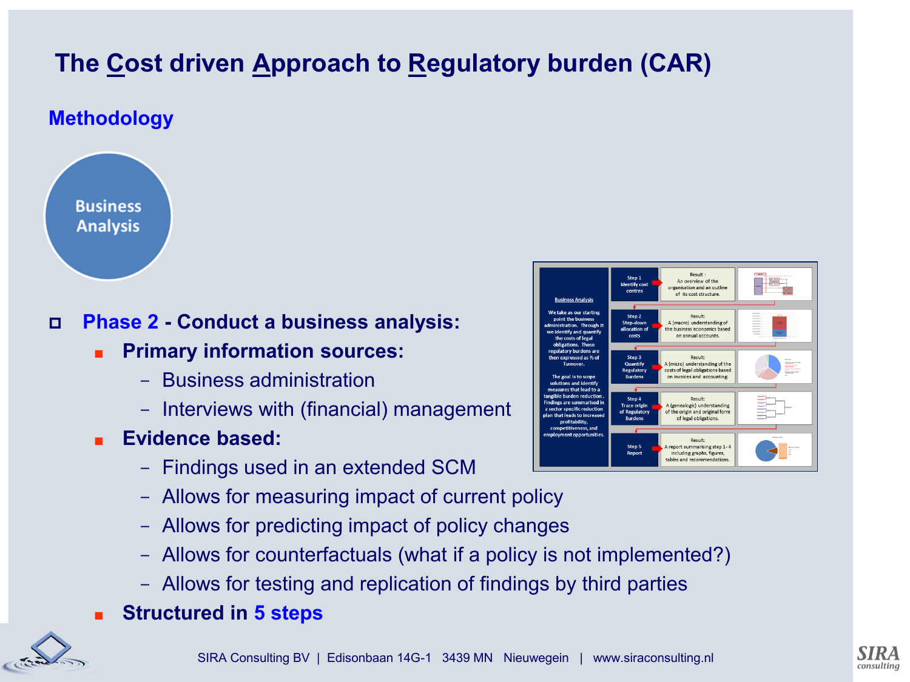# The Cost driven Approach to Regulatory burden (CAR)

## Methodology

Business Analysis

- **Phase 2 - Conduct a business analysis:**
  - **Primary information sources:**
    - Business administration
    - Interviews with (financial) management
  - **Evidence based:**
    - Findings used in an extended SCM
    - Allows for measuring impact of current policy
    - Allows for predicting impact of policy changes
    - Allows for counterfactuals (what if a policy is not implemented?)
    - Allows for testing and replication of findings by third parties
  - **Structured in 5 steps**

| Business Analysis | Step | Result |
|---|---|---|
| We take as our starting point the business administration. Through it we identify and quantify the costs of legal obligations. These regulatory burdens are then expressed as % of Turnover. The goal is to scope solutions and identify measures that lead to a tangible burden reduction. Findings are summarised in a sector specific reduction plan that leads to increased profitability, competitiveness, and employment opportunities. | Step 1 Identify cost centres | Result: An overview of the organisation and an outline of its cost structure. |
| | Step 2 Step-down allocation of costs | Result: A (macro) understanding of the business economics based on annual accounts. |
| | Step 3 Quantify Regulatory Burdens | Result: A (micro) understanding of the costs of legal obligations based on invoices and accounting. |
| | Step 4 Trace origin of Regulatory Burdens | Result: A (genealogic) understanding of the origin and original form of legal obligations. |
| | Step 5 Report | Result: A report summarising step 1-4 including graphs, figures, tables and recommendations. |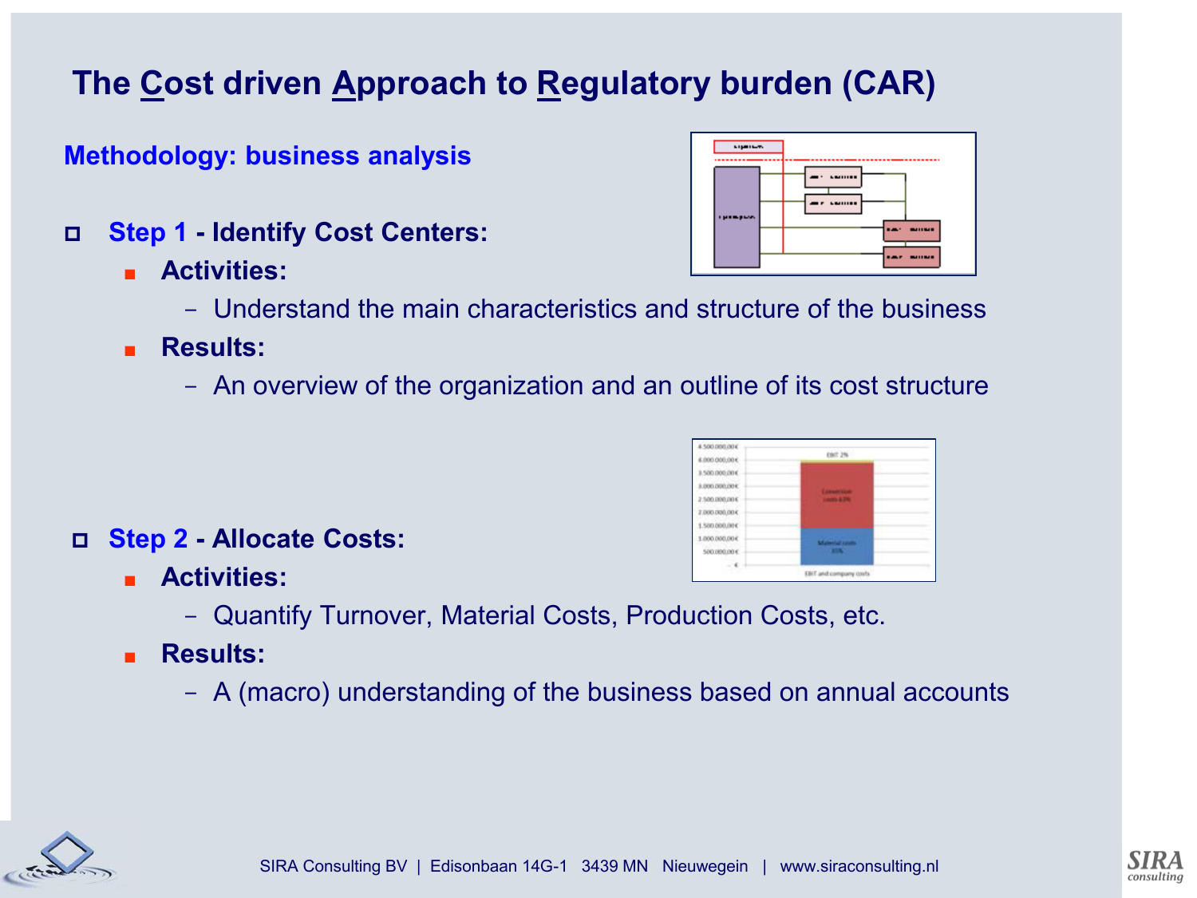# The Cost driven Approach to Regulatory burden (CAR)

## Methodology: business analysis

- **Step 1 - Identify Cost Centers:**
  - **Activities:**
    - Understand the main characteristics and structure of the business
  - **Results:**
    - An overview of the organization and an outline of its cost structure

- **Step 2 - Allocate Costs:**
  - **Activities:**
    - Quantify Turnover, Material Costs, Production Costs, etc.
  - **Results:**
    - A (macro) understanding of the business based on annual accounts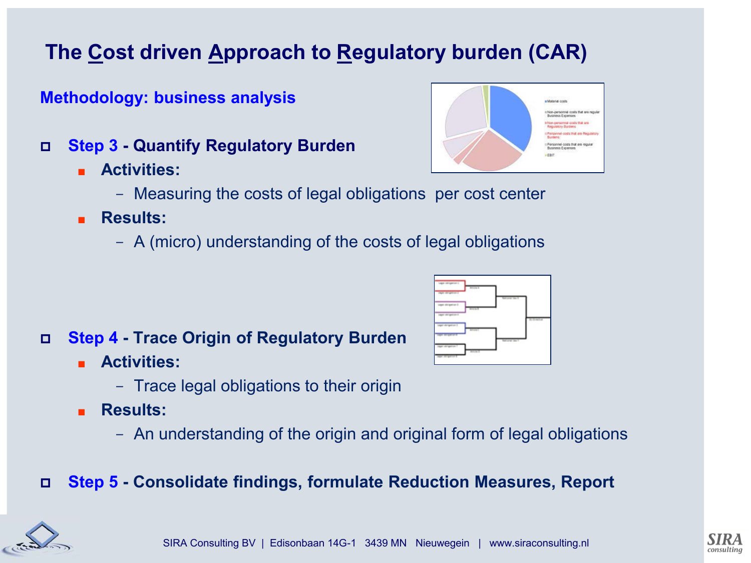# The Cost driven Approach to Regulatory burden (CAR)

## Methodology: business analysis

- **Step 3 - Quantify Regulatory Burden**
  - **Activities:**
    - Measuring the costs of legal obligations per cost center
  - **Results:**
    - A (micro) understanding of the costs of legal obligations

- **Step 4 - Trace Origin of Regulatory Burden**
  - **Activities:**
    - Trace legal obligations to their origin
  - **Results:**
    - An understanding of the origin and original form of legal obligations

- **Step 5 - Consolidate findings, formulate Reduction Measures, Report**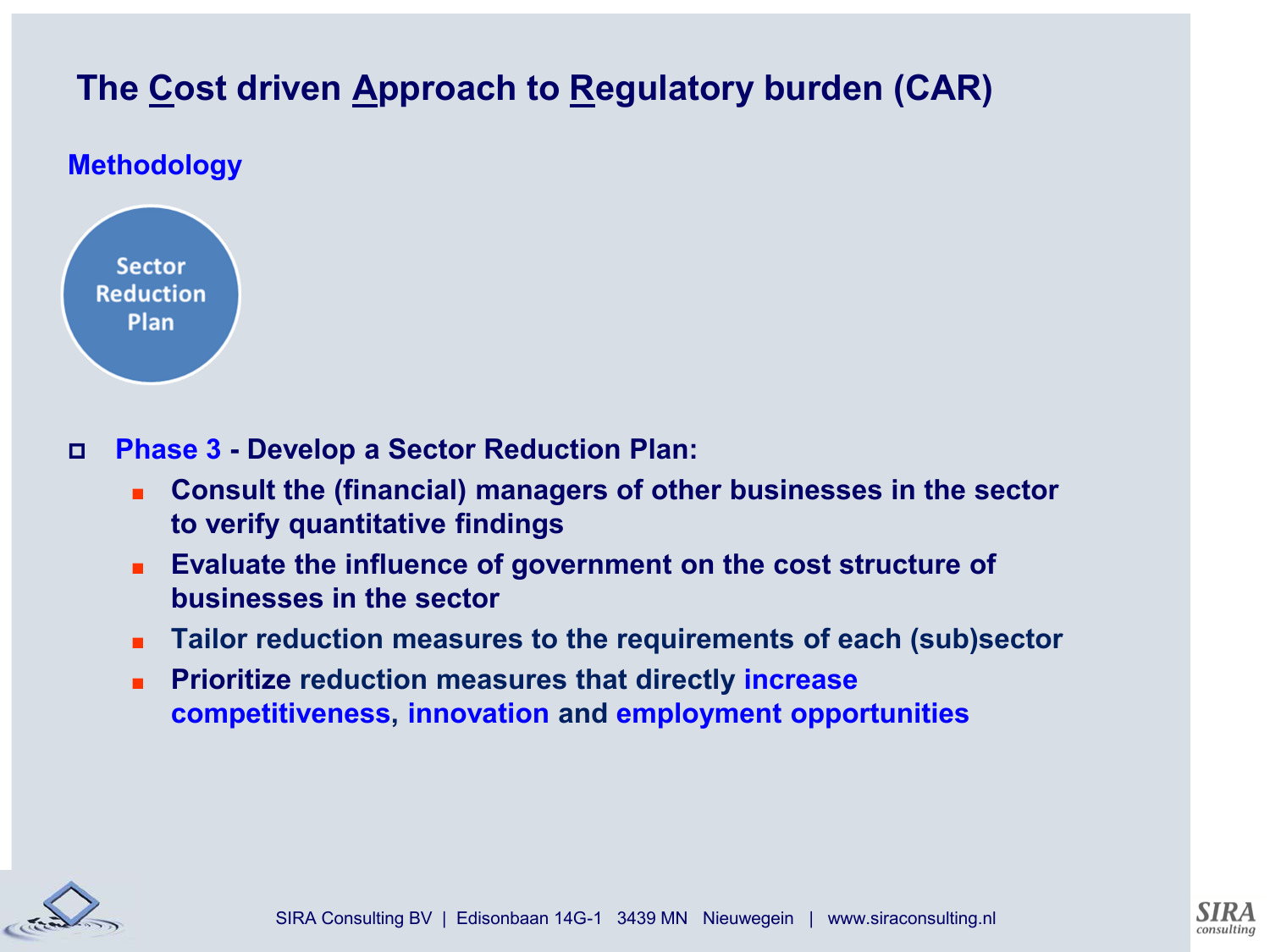# The Cost driven Approach to Regulatory burden (CAR)

## Methodology

Sector Reduction Plan

- **Phase 3 - Develop a Sector Reduction Plan:**
  - **Consult the (financial) managers of other businesses in the sector to verify quantitative findings**
  - **Evaluate the influence of government on the cost structure of businesses in the sector**
  - **Tailor reduction measures to the requirements of each (sub)sector**
  - **Prioritize reduction measures that directly increase competitiveness, innovation and employment opportunities**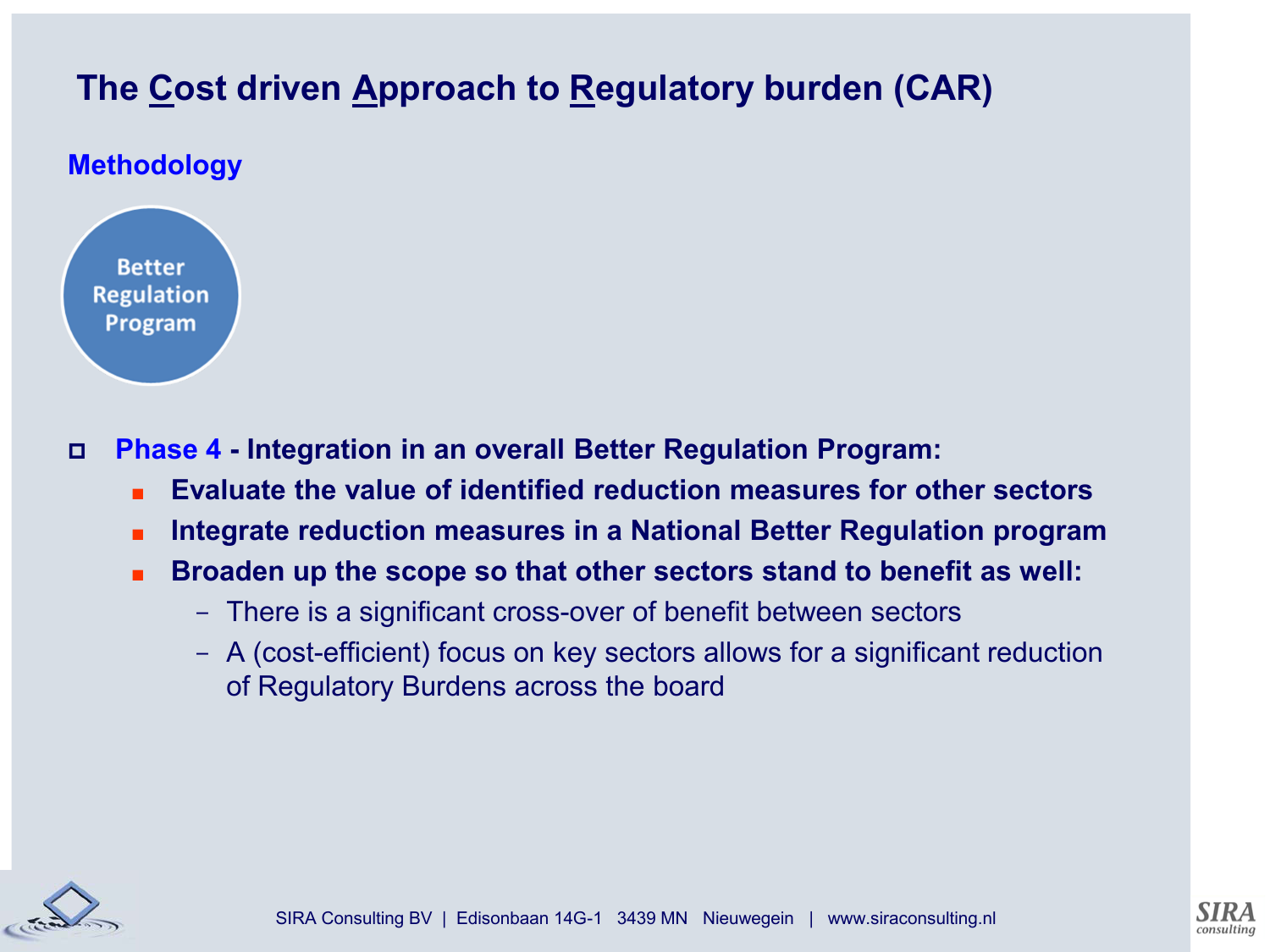# The Cost driven Approach to Regulatory burden (CAR)

## Methodology

Better Regulation Program

- **Phase 4 - Integration in an overall Better Regulation Program:**
  - **Evaluate the value of identified reduction measures for other sectors**
  - **Integrate reduction measures in a National Better Regulation program**
  - **Broaden up the scope so that other sectors stand to benefit as well:**
    - There is a significant cross-over of benefit between sectors
    - A (cost-efficient) focus on key sectors allows for a significant reduction of Regulatory Burdens across the board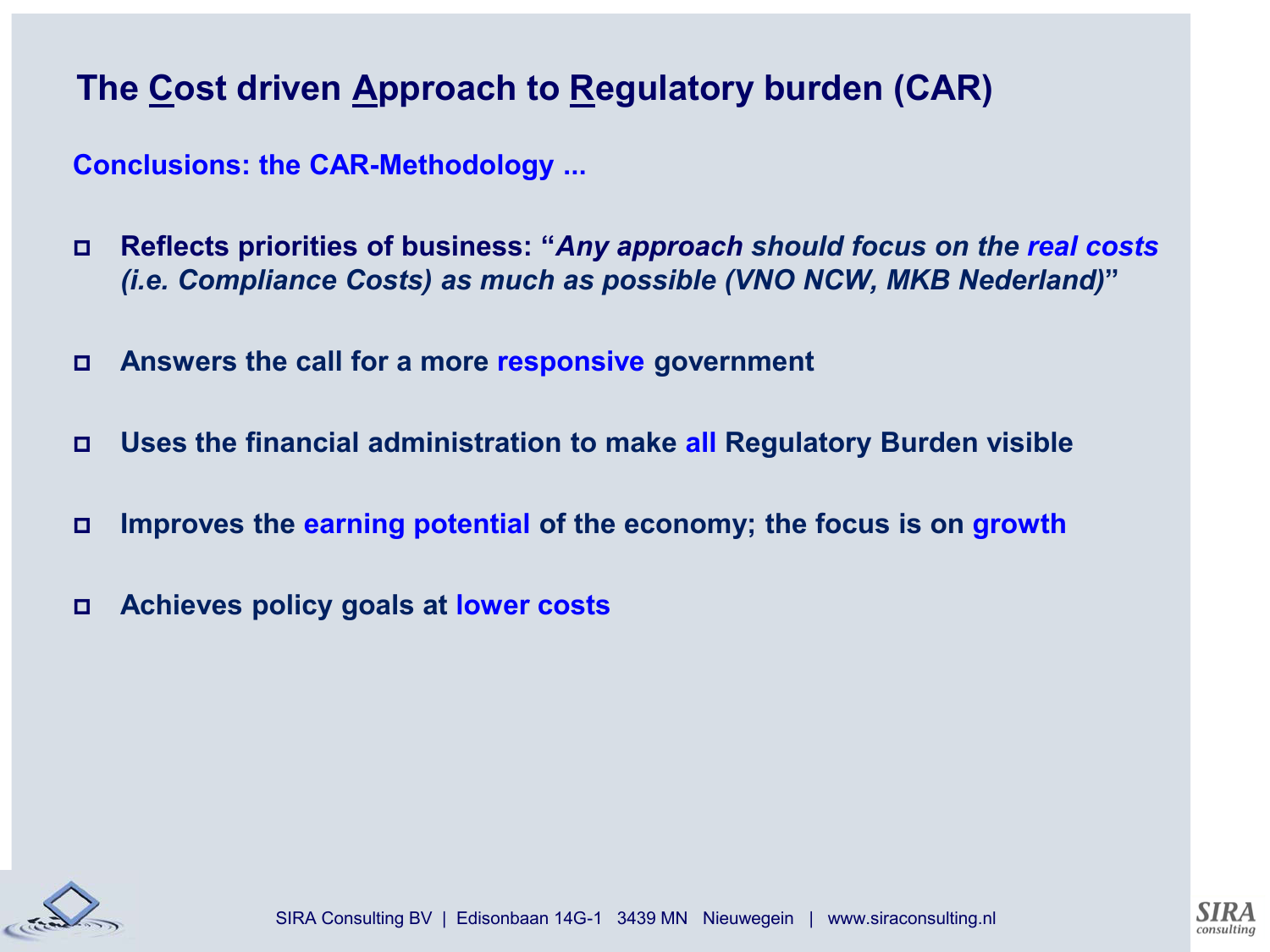# The Cost driven Approach to Regulatory burden (CAR)

**Conclusions: the CAR-Methodology ...**

- **Reflects priorities of business: "*Any approach should focus on the real costs (i.e. Compliance Costs) as much as possible (VNO NCW, MKB Nederland)*"**
- **Answers the call for a more responsive government**
- **Uses the financial administration to make all Regulatory Burden visible**
- **Improves the earning potential of the economy; the focus is on growth**
- **Achieves policy goals at lower costs**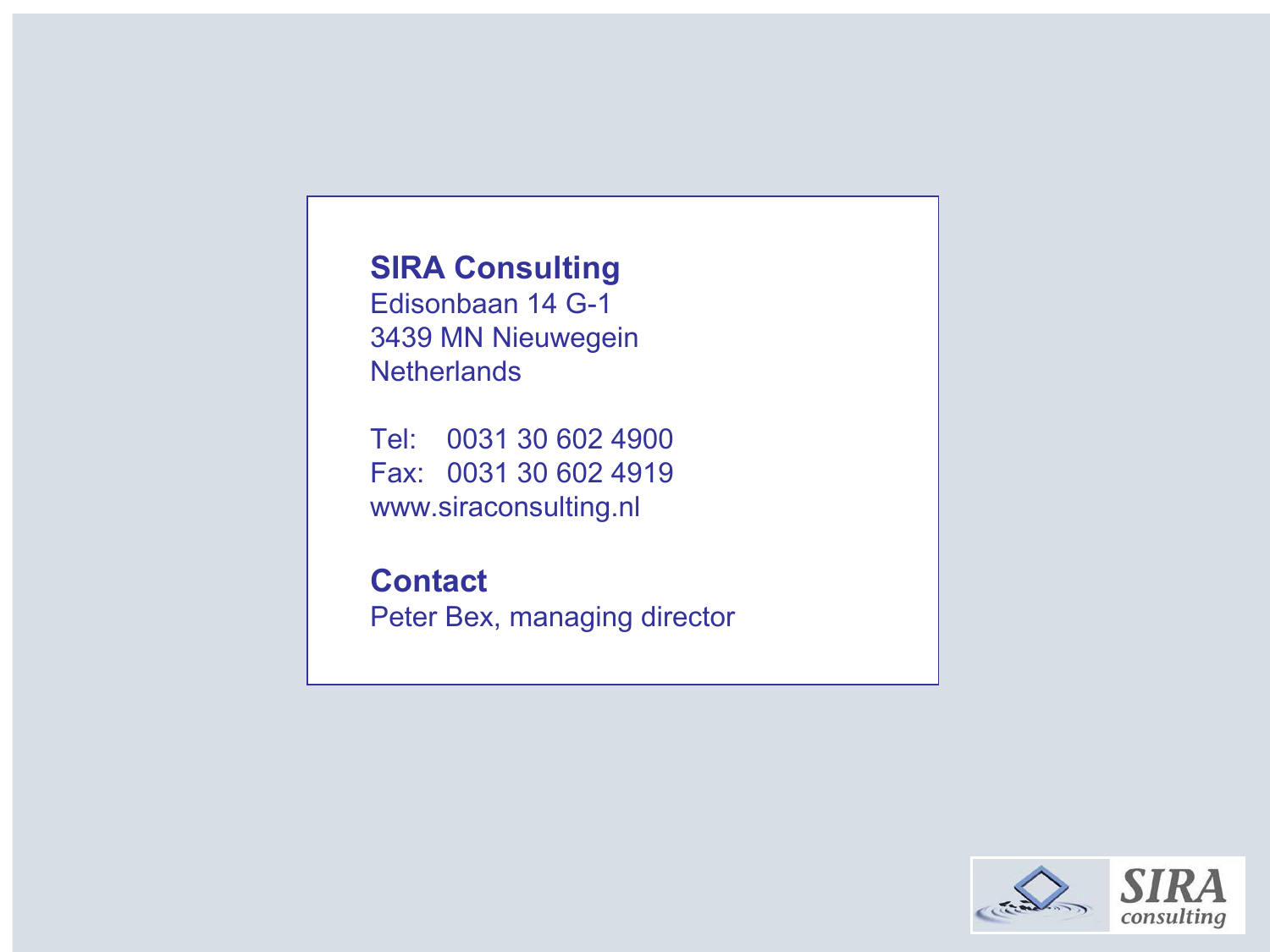**SIRA Consulting**
Edisonbaan 14 G-1
3439 MN Nieuwegein
Netherlands

Tel: 0031 30 602 4900
Fax: 0031 30 602 4919
www.siraconsulting.nl

**Contact**
Peter Bex, managing director

SIRA consulting